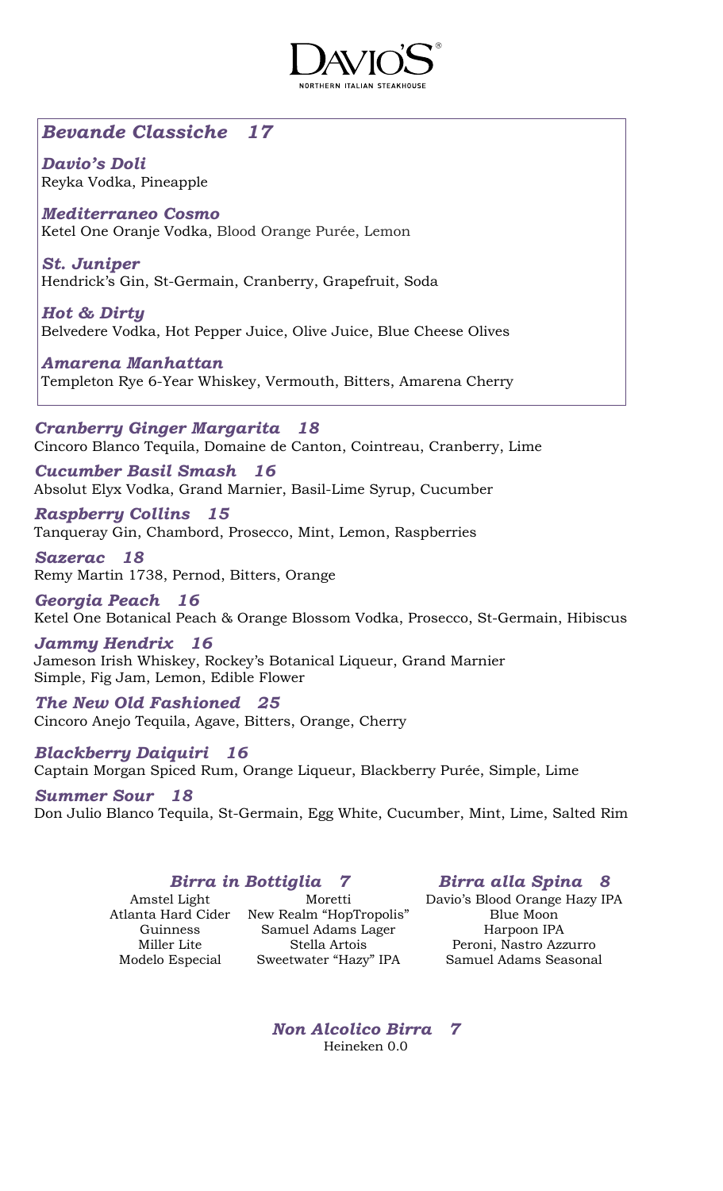# DAVIO'S®

NORTHERN ITALIAN STEAKHOUSE

## *Bevande Classiche 17*

***Davio's Doli***
Reyka Vodka, Pineapple

***Mediterraneo Cosmo***
Ketel One Oranje Vodka, Blood Orange Purée, Lemon

***St. Juniper***
Hendrick's Gin, St-Germain, Cranberry, Grapefruit, Soda

***Hot & Dirty***
Belvedere Vodka, Hot Pepper Juice, Olive Juice, Blue Cheese Olives

***Amarena Manhattan***
Templeton Rye 6-Year Whiskey, Vermouth, Bitters, Amarena Cherry

***Cranberry Ginger Margarita 18***
Cincoro Blanco Tequila, Domaine de Canton, Cointreau, Cranberry, Lime

***Cucumber Basil Smash 16***
Absolut Elyx Vodka, Grand Marnier, Basil-Lime Syrup, Cucumber

***Raspberry Collins 15***
Tanqueray Gin, Chambord, Prosecco, Mint, Lemon, Raspberries

***Sazerac 18***
Remy Martin 1738, Pernod, Bitters, Orange

***Georgia Peach 16***
Ketel One Botanical Peach & Orange Blossom Vodka, Prosecco, St-Germain, Hibiscus

***Jammy Hendrix 16***
Jameson Irish Whiskey, Rockey's Botanical Liqueur, Grand Marnier
Simple, Fig Jam, Lemon, Edible Flower

***The New Old Fashioned 25***
Cincoro Anejo Tequila, Agave, Bitters, Orange, Cherry

***Blackberry Daiquiri 16***
Captain Morgan Spiced Rum, Orange Liqueur, Blackberry Purée, Simple, Lime

***Summer Sour 18***
Don Julio Blanco Tequila, St-Germain, Egg White, Cucumber, Mint, Lime, Salted Rim

## *Birra in Bottiglia 7*

Amstel Light
Atlanta Hard Cider
Guinness
Miller Lite
Modelo Especial
Moretti
New Realm "HopTropolis"
Samuel Adams Lager
Stella Artois
Sweetwater "Hazy" IPA

## *Birra alla Spina 8*

Davio's Blood Orange Hazy IPA
Blue Moon
Harpoon IPA
Peroni, Nastro Azzurro
Samuel Adams Seasonal

## *Non Alcolico Birra 7*

Heineken 0.0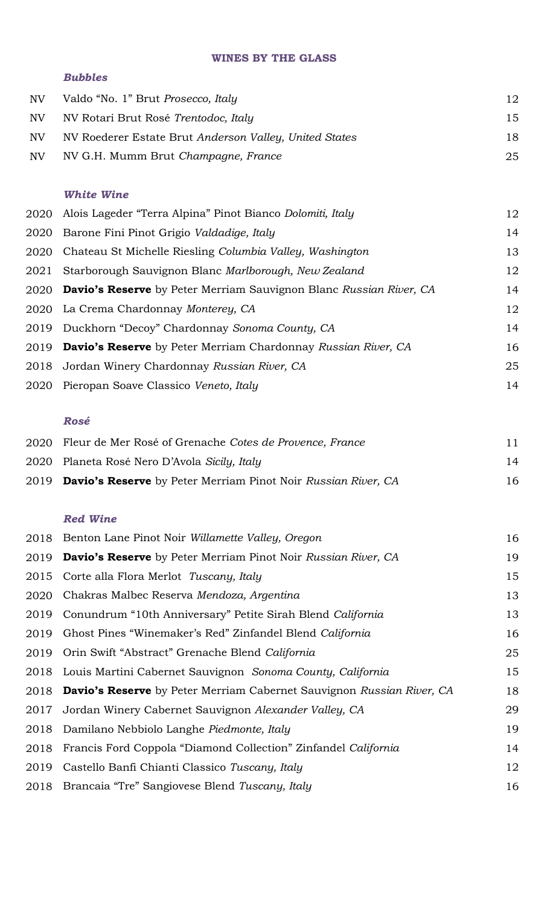## WINES BY THE GLASS

### *Bubbles*

| | | |
|---|---|---|
| NV | Valdo "No. 1" Brut *Prosecco, Italy* | 12 |
| NV | NV Rotari Brut Rosé *Trentodoc, Italy* | 15 |
| NV | NV Roederer Estate Brut *Anderson Valley, United States* | 18 |
| NV | NV G.H. Mumm Brut *Champagne, France* | 25 |

### *White Wine*

| | | |
|---|---|---|
| 2020 | Alois Lageder "Terra Alpina" Pinot Bianco *Dolomiti, Italy* | 12 |
| 2020 | Barone Fini Pinot Grigio *Valdadige, Italy* | 14 |
| 2020 | Chateau St Michelle Riesling *Columbia Valley, Washington* | 13 |
| 2021 | Starborough Sauvignon Blanc *Marlborough, New Zealand* | 12 |
| 2020 | **Davio's Reserve** by Peter Merriam Sauvignon Blanc *Russian River, CA* | 14 |
| 2020 | La Crema Chardonnay *Monterey, CA* | 12 |
| 2019 | Duckhorn "Decoy" Chardonnay *Sonoma County, CA* | 14 |
| 2019 | **Davio's Reserve** by Peter Merriam Chardonnay *Russian River, CA* | 16 |
| 2018 | Jordan Winery Chardonnay *Russian River, CA* | 25 |
| 2020 | Pieropan Soave Classico *Veneto, Italy* | 14 |

### *Rosé*

| | | |
|---|---|---|
| 2020 | Fleur de Mer Rosé of Grenache *Cotes de Provence, France* | 11 |
| 2020 | Planeta Rosé Nero D'Avola *Sicily, Italy* | 14 |
| 2019 | **Davio's Reserve** by Peter Merriam Pinot Noir *Russian River, CA* | 16 |

### *Red Wine*

| | | |
|---|---|---|
| 2018 | Benton Lane Pinot Noir *Willamette Valley, Oregon* | 16 |
| 2019 | **Davio's Reserve** by Peter Merriam Pinot Noir *Russian River, CA* | 19 |
| 2015 | Corte alla Flora Merlot *Tuscany, Italy* | 15 |
| 2020 | Chakras Malbec Reserva *Mendoza, Argentina* | 13 |
| 2019 | Conundrum "10th Anniversary" Petite Sirah Blend *California* | 13 |
| 2019 | Ghost Pines "Winemaker's Red" Zinfandel Blend *California* | 16 |
| 2019 | Orin Swift "Abstract" Grenache Blend *California* | 25 |
| 2018 | Louis Martini Cabernet Sauvignon *Sonoma County, California* | 15 |
| 2018 | **Davio's Reserve** by Peter Merriam Cabernet Sauvignon *Russian River, CA* | 18 |
| 2017 | Jordan Winery Cabernet Sauvignon *Alexander Valley, CA* | 29 |
| 2018 | Damilano Nebbiolo Langhe *Piedmonte, Italy* | 19 |
| 2018 | Francis Ford Coppola "Diamond Collection" Zinfandel *California* | 14 |
| 2019 | Castello Banfi Chianti Classico *Tuscany, Italy* | 12 |
| 2018 | Brancaia "Tre" Sangiovese Blend *Tuscany, Italy* | 16 |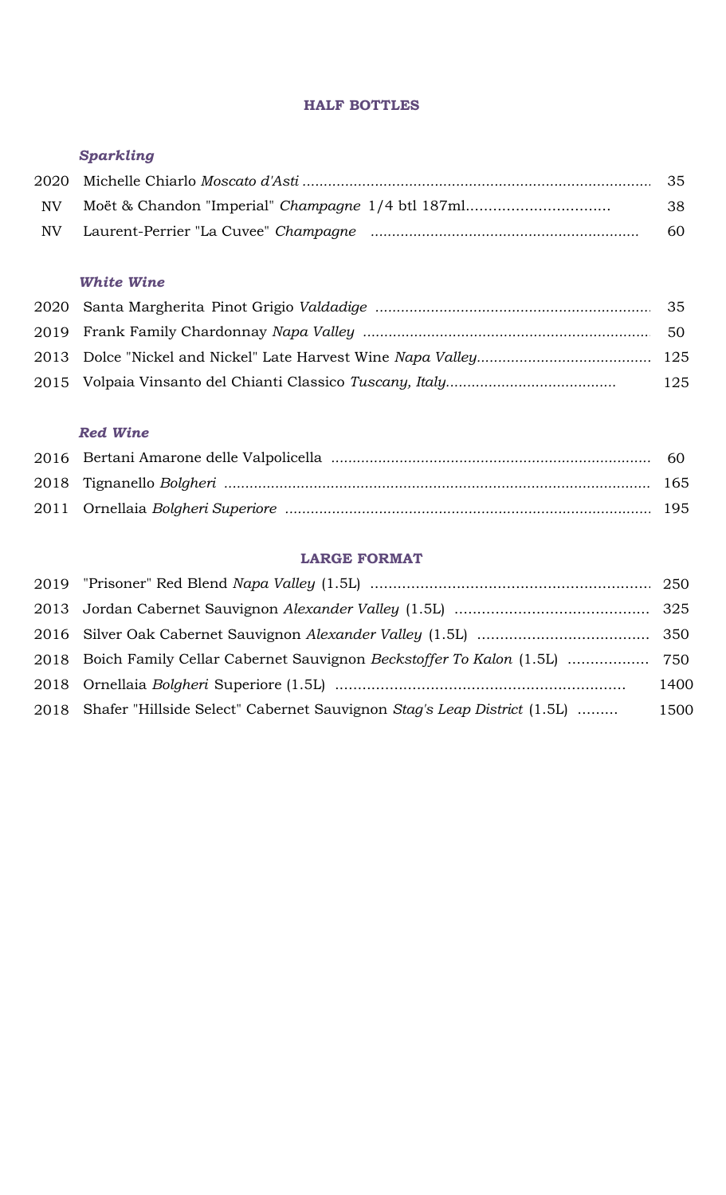## HALF BOTTLES

### *Sparkling*

2020 Michelle Chiarlo *Moscato d'Asti* ........ 35

NV Moët & Chandon "Imperial" *Champagne* 1/4 btl 187ml........ 38

NV Laurent-Perrier "La Cuvee" *Champagne* ........ 60

### *White Wine*

2020 Santa Margherita Pinot Grigio *Valdadige* ........ 35

2019 Frank Family Chardonnay *Napa Valley* ........ 50

2013 Dolce "Nickel and Nickel" Late Harvest Wine *Napa Valley*........ 125

2015 Volpaia Vinsanto del Chianti Classico *Tuscany, Italy*........ 125

### *Red Wine*

2016 Bertani Amarone delle Valpolicella ........ 60

2018 Tignanello *Bolgheri* ........ 165

2011 Ornellaia *Bolgheri Superiore* ........ 195

## LARGE FORMAT

2019 "Prisoner" Red Blend *Napa Valley* (1.5L) ........ 250

2013 Jordan Cabernet Sauvignon *Alexander Valley* (1.5L) ........ 325

2016 Silver Oak Cabernet Sauvignon *Alexander Valley* (1.5L) ........ 350

2018 Boich Family Cellar Cabernet Sauvignon *Beckstoffer To Kalon* (1.5L) ........ 750

2018 Ornellaia *Bolgheri* Superiore (1.5L) ........ 1400

2018 Shafer "Hillside Select" Cabernet Sauvignon *Stag's Leap District* (1.5L) ........ 1500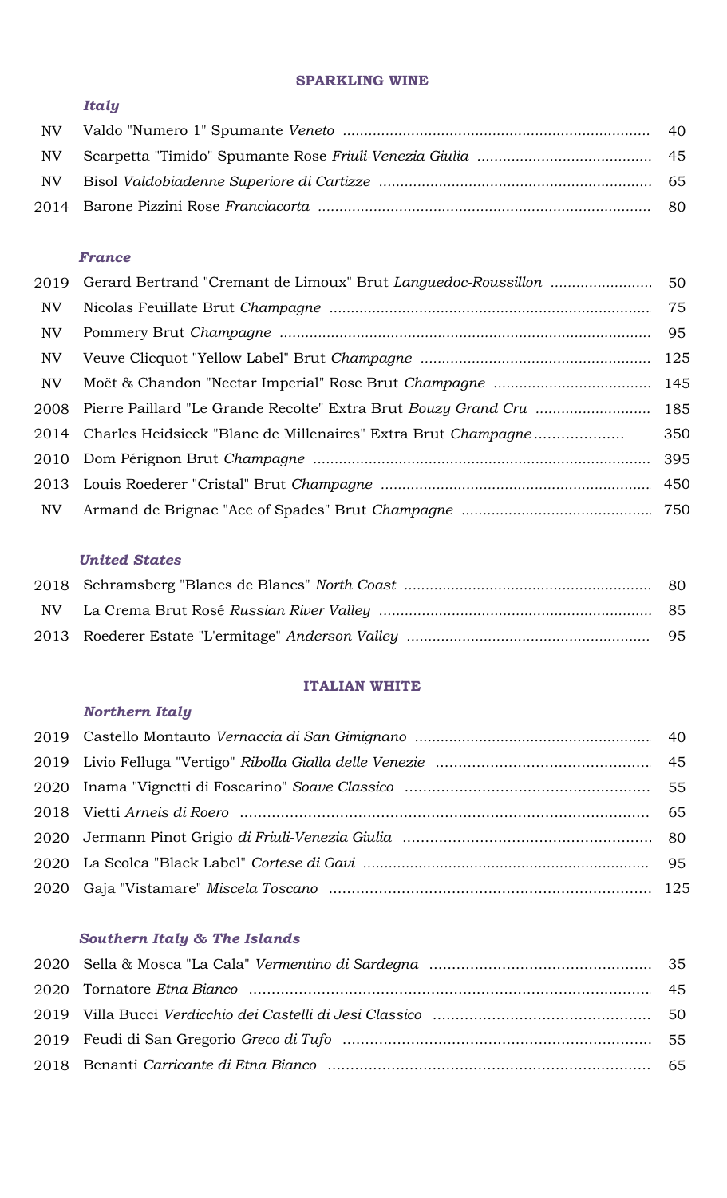## SPARKLING WINE

### *Italy*

| | | |
|---|---|---|
| NV | Valdo "Numero 1" Spumante *Veneto* | 40 |
| NV | Scarpetta "Timido" Spumante Rose *Friuli-Venezia Giulia* | 45 |
| NV | Bisol *Valdobiadenne Superiore di Cartizze* | 65 |
| 2014 | Barone Pizzini Rose *Franciacorta* | 80 |

### *France*

| | | |
|---|---|---|
| 2019 | Gerard Bertrand "Cremant de Limoux" Brut *Languedoc-Roussillon* | 50 |
| NV | Nicolas Feuillate Brut *Champagne* | 75 |
| NV | Pommery Brut *Champagne* | 95 |
| NV | Veuve Clicquot "Yellow Label" Brut *Champagne* | 125 |
| NV | Moët & Chandon "Nectar Imperial" Rose Brut *Champagne* | 145 |
| 2008 | Pierre Paillard "Le Grande Recolte" Extra Brut *Bouzy Grand Cru* | 185 |
| 2014 | Charles Heidsieck "Blanc de Millenaires" Extra Brut *Champagne* | 350 |
| 2010 | Dom Pérignon Brut *Champagne* | 395 |
| 2013 | Louis Roederer "Cristal" Brut *Champagne* | 450 |
| NV | Armand de Brignac "Ace of Spades" Brut *Champagne* | 750 |

### *United States*

| | | |
|---|---|---|
| 2018 | Schramsberg "Blancs de Blancs" *North Coast* | 80 |
| NV | La Crema Brut Rosé *Russian River Valley* | 85 |
| 2013 | Roederer Estate "L'ermitage" *Anderson Valley* | 95 |

## ITALIAN WHITE

### *Northern Italy*

| | | |
|---|---|---|
| 2019 | Castello Montauto *Vernaccia di San Gimignano* | 40 |
| 2019 | Livio Felluga "Vertigo" *Ribolla Gialla delle Venezie* | 45 |
| 2020 | Inama "Vignetti di Foscarino" *Soave Classico* | 55 |
| 2018 | Vietti *Arneis di Roero* | 65 |
| 2020 | Jermann Pinot Grigio *di Friuli-Venezia Giulia* | 80 |
| 2020 | La Scolca "Black Label" *Cortese di Gavi* | 95 |
| 2020 | Gaja "Vistamare" *Miscela Toscano* | 125 |

### *Southern Italy & The Islands*

| | | |
|---|---|---|
| 2020 | Sella & Mosca "La Cala" *Vermentino di Sardegna* | 35 |
| 2020 | Tornatore *Etna Bianco* | 45 |
| 2019 | Villa Bucci *Verdicchio dei Castelli di Jesi Classico* | 50 |
| 2019 | Feudi di San Gregorio *Greco di Tufo* | 55 |
| 2018 | Benanti *Carricante di Etna Bianco* | 65 |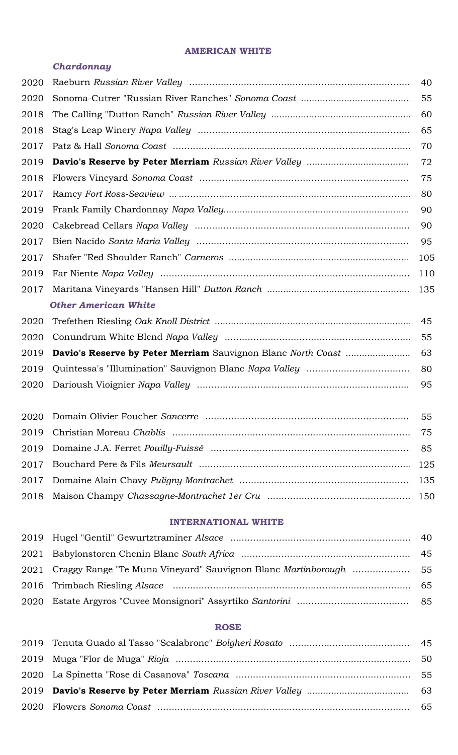## AMERICAN WHITE

### *Chardonnay*

| Year | Wine | Price |
|---|---|---|
| 2020 | Raeburn *Russian River Valley* | 40 |
| 2020 | Sonoma-Cutrer "Russian River Ranches" *Sonoma Coast* | 55 |
| 2018 | The Calling "Dutton Ranch" *Russian River Valley* | 60 |
| 2018 | Stag's Leap Winery *Napa Valley* | 65 |
| 2017 | Patz & Hall *Sonoma Coast* | 70 |
| 2019 | **Davio's Reserve by Peter Merriam** *Russian River Valley* | 72 |
| 2018 | Flowers Vineyard *Sonoma Coast* | 75 |
| 2017 | Ramey *Fort Ross-Seaview* | 80 |
| 2019 | Frank Family Chardonnay *Napa Valley* | 90 |
| 2020 | Cakebread Cellars *Napa Valley* | 90 |
| 2017 | Bien Nacido *Santa Maria Valley* | 95 |
| 2017 | Shafer "Red Shoulder Ranch" *Carneros* | 105 |
| 2019 | Far Niente *Napa Valley* | 110 |
| 2017 | Maritana Vineyards "Hansen Hill" *Dutton Ranch* | 135 |

### *Other American White*

| Year | Wine | Price |
|---|---|---|
| 2020 | Trefethen Riesling *Oak Knoll District* | 45 |
| 2020 | Conundrum White Blend *Napa Valley* | 55 |
| 2019 | **Davio's Reserve by Peter Merriam** Sauvignon Blanc *North Coast* | 63 |
| 2019 | Quintessa's "Illumination" Sauvignon Blanc *Napa Valley* | 80 |
| 2020 | Darioush Vioignier *Napa Valley* | 95 |

| Year | Wine | Price |
|---|---|---|
| 2020 | Domain Olivier Foucher *Sancerre* | 55 |
| 2019 | Christian Moreau *Chablis* | 75 |
| 2019 | Domaine J.A. Ferret *Pouilly-Fuissé* | 85 |
| 2017 | Bouchard Pere & Fils *Meursault* | 125 |
| 2017 | Domaine Alain Chavy *Puligny-Montrachet* | 135 |
| 2018 | Maison Champy *Chassagne-Montrachet 1er Cru* | 150 |

## INTERNATIONAL WHITE

| Year | Wine | Price |
|---|---|---|
| 2019 | Hugel "Gentil" Gewurtztraminer *Alsace* | 40 |
| 2021 | Babylonstoren Chenin Blanc *South Africa* | 45 |
| 2021 | Craggy Range "Te Muna Vineyard" Sauvignon Blanc *Martinborough* | 55 |
| 2016 | Trimbach Riesling *Alsace* | 65 |
| 2020 | Estate Argyros "Cuvee Monsignori" Assyrtiko *Santorini* | 85 |

## ROSE

| Year | Wine | Price |
|---|---|---|
| 2019 | Tenuta Guado al Tasso "Scalabrone" *Bolgheri Rosato* | 45 |
| 2019 | Muga "Flor de Muga" *Rioja* | 50 |
| 2020 | La Spinetta "Rose di Casanova" *Toscana* | 55 |
| 2019 | **Davio's Reserve by Peter Merriam** *Russian River Valley* | 63 |
| 2020 | Flowers *Sonoma Coast* | 65 |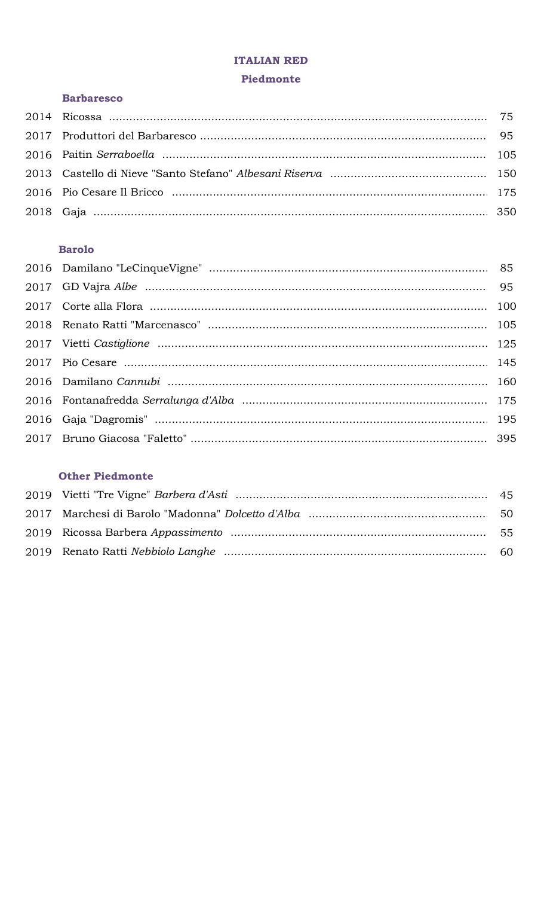# ITALIAN RED

## Piedmonte

### Barbaresco

| Vintage | Wine | Price |
|---|---|---|
| 2014 | Ricossa | 75 |
| 2017 | Produttori del Barbaresco | 95 |
| 2016 | Paitin *Serraboella* | 105 |
| 2013 | Castello di Nieve "Santo Stefano" *Albesani Riserva* | 150 |
| 2016 | Pio Cesare Il Bricco | 175 |
| 2018 | Gaja | 350 |

### Barolo

| Vintage | Wine | Price |
|---|---|---|
| 2016 | Damilano "LeCinqueVigne" | 85 |
| 2017 | GD Vajra *Albe* | 95 |
| 2017 | Corte alla Flora | 100 |
| 2018 | Renato Ratti "Marcenasco" | 105 |
| 2017 | Vietti *Castiglione* | 125 |
| 2017 | Pio Cesare | 145 |
| 2016 | Damilano *Cannubi* | 160 |
| 2016 | Fontanafredda *Serralunga d'Alba* | 175 |
| 2016 | Gaja "Dagromis" | 195 |
| 2017 | Bruno Giacosa "Faletto" | 395 |

### Other Piedmonte

| Vintage | Wine | Price |
|---|---|---|
| 2019 | Vietti "Tre Vigne" *Barbera d'Asti* | 45 |
| 2017 | Marchesi di Barolo "Madonna" *Dolcetto d'Alba* | 50 |
| 2019 | Ricossa Barbera *Appassimento* | 55 |
| 2019 | Renato Ratti *Nebbiolo Langhe* | 60 |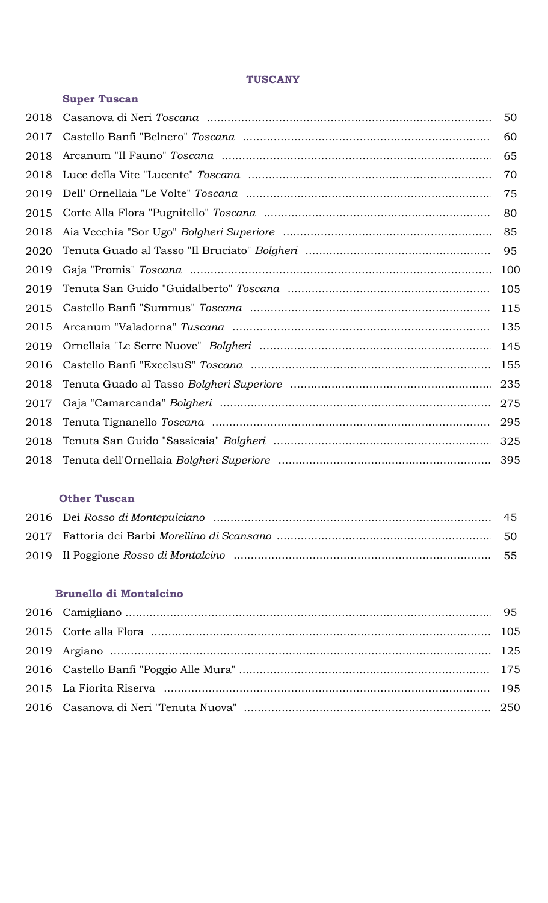# TUSCANY

## Super Tuscan

| Vintage | Wine | Price |
|---|---|---|
| 2018 | Casanova di Neri *Toscana* | 50 |
| 2017 | Castello Banfi "Belnero" *Toscana* | 60 |
| 2018 | Arcanum "Il Fauno" *Toscana* | 65 |
| 2018 | Luce della Vite "Lucente" *Toscana* | 70 |
| 2019 | Dell' Ornellaia "Le Volte" *Toscana* | 75 |
| 2015 | Corte Alla Flora "Pugnitello" *Toscana* | 80 |
| 2018 | Aia Vecchia "Sor Ugo" *Bolgheri Superiore* | 85 |
| 2020 | Tenuta Guado al Tasso "Il Bruciato" *Bolgheri* | 95 |
| 2019 | Gaja "Promis" *Toscana* | 100 |
| 2019 | Tenuta San Guido "Guidalberto" *Toscana* | 105 |
| 2015 | Castello Banfi "Summus" *Toscana* | 115 |
| 2015 | Arcanum "Valadorna" *Tuscana* | 135 |
| 2019 | Ornellaia "Le Serre Nuove" *Bolgheri* | 145 |
| 2016 | Castello Banfi "ExcelsuS" *Toscana* | 155 |
| 2018 | Tenuta Guado al Tasso *Bolgheri Superiore* | 235 |
| 2017 | Gaja "Camarcanda" *Bolgheri* | 275 |
| 2018 | Tenuta Tignanello *Toscana* | 295 |
| 2018 | Tenuta San Guido "Sassicaia" *Bolgheri* | 325 |
| 2018 | Tenuta dell'Ornellaia *Bolgheri Superiore* | 395 |

## Other Tuscan

| Vintage | Wine | Price |
|---|---|---|
| 2016 | Dei *Rosso di Montepulciano* | 45 |
| 2017 | Fattoria dei Barbi *Morellino di Scansano* | 50 |
| 2019 | Il Poggione *Rosso di Montalcino* | 55 |

## Brunello di Montalcino

| Vintage | Wine | Price |
|---|---|---|
| 2016 | Camigliano | 95 |
| 2015 | Corte alla Flora | 105 |
| 2019 | Argiano | 125 |
| 2016 | Castello Banfi "Poggio Alle Mura" | 175 |
| 2015 | La Fiorita Riserva | 195 |
| 2016 | Casanova di Neri "Tenuta Nuova" | 250 |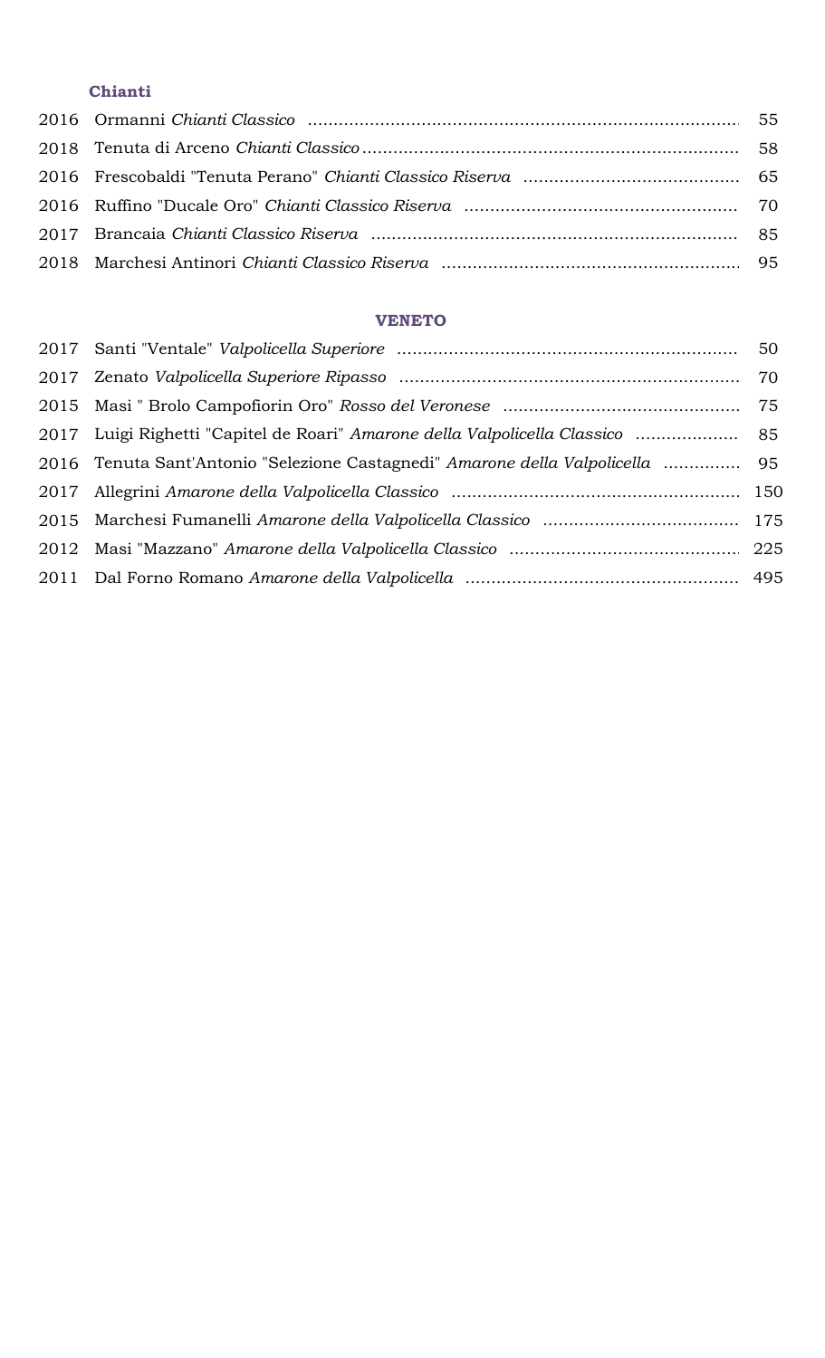### Chianti

2016 Ormanni *Chianti Classico* ........ 55
2018 Tenuta di Arceno *Chianti Classico* ........ 58
2016 Frescobaldi "Tenuta Perano" *Chianti Classico Riserva* ........ 65
2016 Ruffino "Ducale Oro" *Chianti Classico Riserva* ........ 70
2017 Brancaia *Chianti Classico Riserva* ........ 85
2018 Marchesi Antinori *Chianti Classico Riserva* ........ 95

### VENETO

2017 Santi "Ventale" *Valpolicella Superiore* ........ 50
2017 Zenato *Valpolicella Superiore Ripasso* ........ 70
2015 Masi " Brolo Campofiorin Oro" *Rosso del Veronese* ........ 75
2017 Luigi Righetti "Capitel de Roari" *Amarone della Valpolicella Classico* ........ 85
2016 Tenuta Sant'Antonio "Selezione Castagnedi" *Amarone della Valpolicella* ........ 95
2017 Allegrini *Amarone della Valpolicella Classico* ........ 150
2015 Marchesi Fumanelli *Amarone della Valpolicella Classico* ........ 175
2012 Masi "Mazzano" *Amarone della Valpolicella Classico* ........ 225
2011 Dal Forno Romano *Amarone della Valpolicella* ........ 495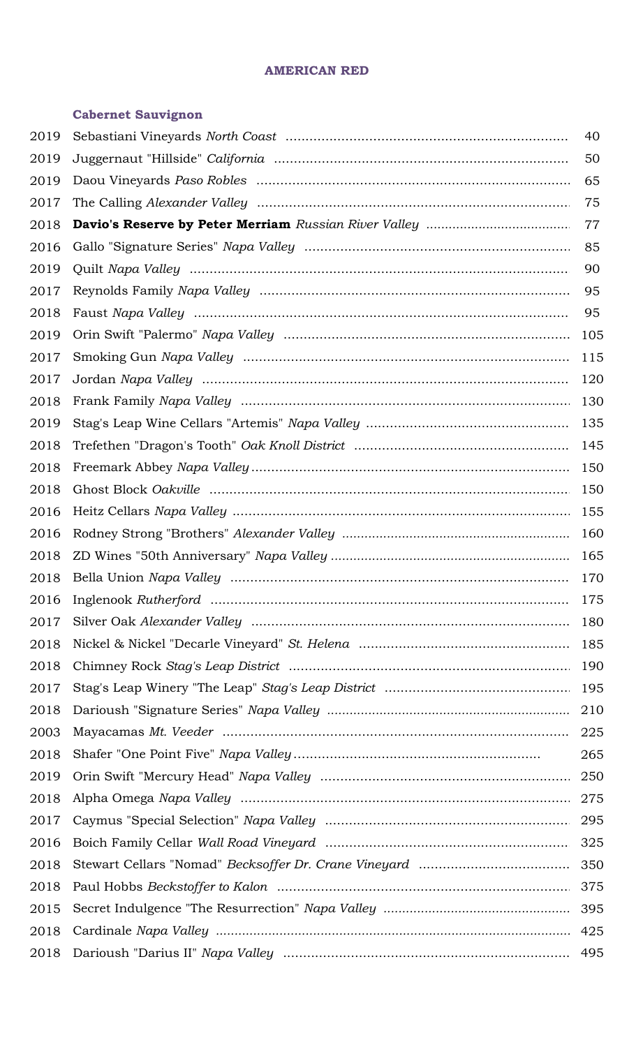## AMERICAN RED

### Cabernet Sauvignon

| Year | Wine | Price |
|---|---|---|
| 2019 | Sebastiani Vineyards *North Coast* | 40 |
| 2019 | Juggernaut "Hillside" *California* | 50 |
| 2019 | Daou Vineyards *Paso Robles* | 65 |
| 2017 | The Calling *Alexander Valley* | 75 |
| 2018 | **Davio's Reserve by Peter Merriam** *Russian River Valley* | 77 |
| 2016 | Gallo "Signature Series" *Napa Valley* | 85 |
| 2019 | Quilt *Napa Valley* | 90 |
| 2017 | Reynolds Family *Napa Valley* | 95 |
| 2018 | Faust *Napa Valley* | 95 |
| 2019 | Orin Swift "Palermo" *Napa Valley* | 105 |
| 2017 | Smoking Gun *Napa Valley* | 115 |
| 2017 | Jordan *Napa Valley* | 120 |
| 2018 | Frank Family *Napa Valley* | 130 |
| 2019 | Stag's Leap Wine Cellars "Artemis" *Napa Valley* | 135 |
| 2018 | Trefethen "Dragon's Tooth" *Oak Knoll District* | 145 |
| 2018 | Freemark Abbey *Napa Valley* | 150 |
| 2018 | Ghost Block *Oakville* | 150 |
| 2016 | Heitz Cellars *Napa Valley* | 155 |
| 2016 | Rodney Strong "Brothers" *Alexander Valley* | 160 |
| 2018 | ZD Wines "50th Anniversary" *Napa Valley* | 165 |
| 2018 | Bella Union *Napa Valley* | 170 |
| 2016 | Inglenook *Rutherford* | 175 |
| 2017 | Silver Oak *Alexander Valley* | 180 |
| 2018 | Nickel & Nickel "Decarle Vineyard" *St. Helena* | 185 |
| 2018 | Chimney Rock *Stag's Leap District* | 190 |
| 2017 | Stag's Leap Winery "The Leap" *Stag's Leap District* | 195 |
| 2018 | Darioush "Signature Series" *Napa Valley* | 210 |
| 2003 | Mayacamas *Mt. Veeder* | 225 |
| 2018 | Shafer "One Point Five" *Napa Valley* | 265 |
| 2019 | Orin Swift "Mercury Head" *Napa Valley* | 250 |
| 2018 | Alpha Omega *Napa Valley* | 275 |
| 2017 | Caymus "Special Selection" *Napa Valley* | 295 |
| 2016 | Boich Family Cellar *Wall Road Vineyard* | 325 |
| 2018 | Stewart Cellars "Nomad" *Becksoffer Dr. Crane Vineyard* | 350 |
| 2018 | Paul Hobbs *Beckstoffer to Kalon* | 375 |
| 2015 | Secret Indulgence "The Resurrection" *Napa Valley* | 395 |
| 2018 | Cardinale *Napa Valley* | 425 |
| 2018 | Darioush "Darius II" *Napa Valley* | 495 |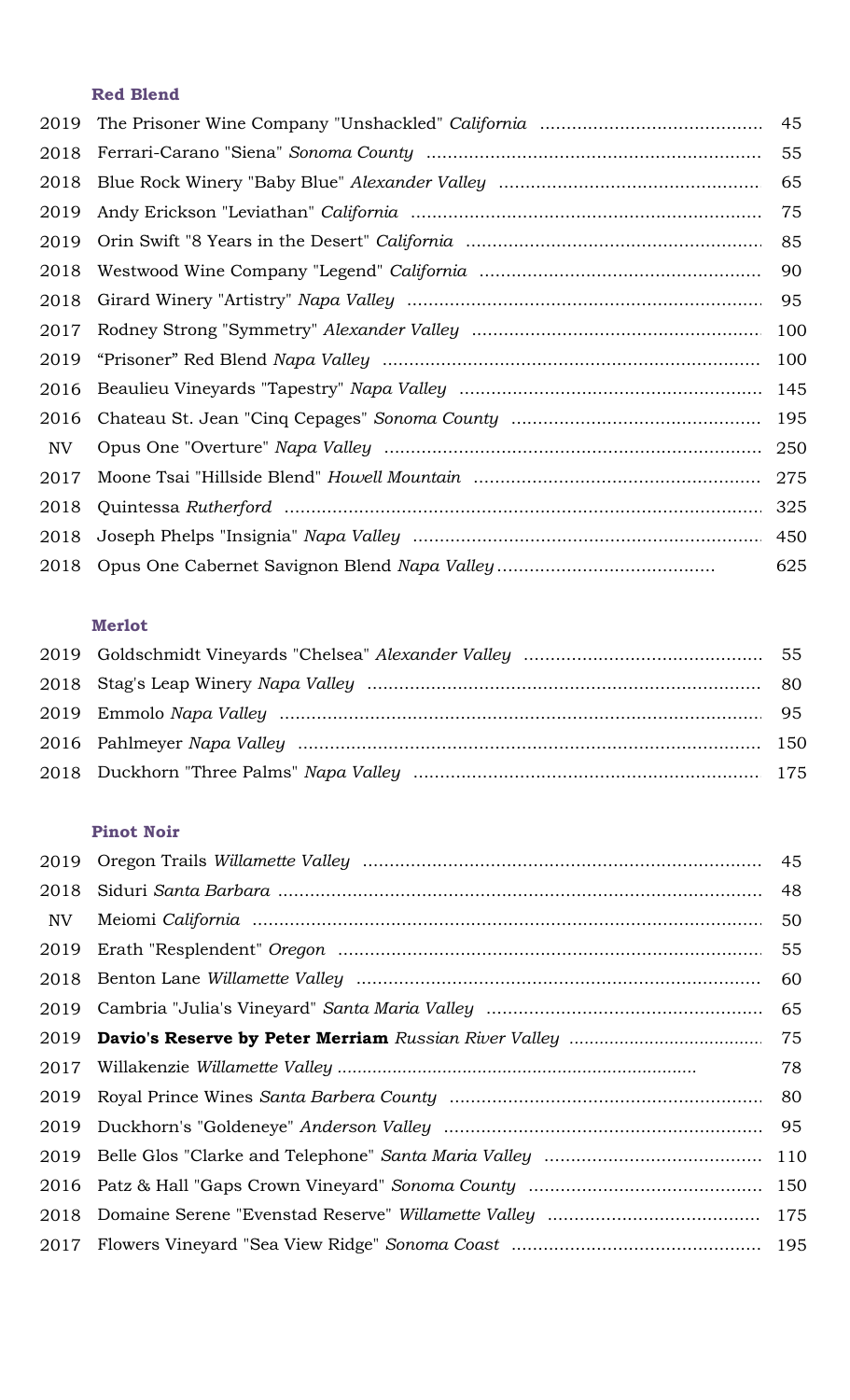### Red Blend

| | | |
|---|---|---|
| 2019 | The Prisoner Wine Company "Unshackled" *California* | 45 |
| 2018 | Ferrari-Carano "Siena" *Sonoma County* | 55 |
| 2018 | Blue Rock Winery "Baby Blue" *Alexander Valley* | 65 |
| 2019 | Andy Erickson "Leviathan" *California* | 75 |
| 2019 | Orin Swift "8 Years in the Desert" *California* | 85 |
| 2018 | Westwood Wine Company "Legend" *California* | 90 |
| 2018 | Girard Winery "Artistry" *Napa Valley* | 95 |
| 2017 | Rodney Strong "Symmetry" *Alexander Valley* | 100 |
| 2019 | "Prisoner" Red Blend *Napa Valley* | 100 |
| 2016 | Beaulieu Vineyards "Tapestry" *Napa Valley* | 145 |
| 2016 | Chateau St. Jean "Cinq Cepages" *Sonoma County* | 195 |
| NV | Opus One "Overture" *Napa Valley* | 250 |
| 2017 | Moone Tsai "Hillside Blend" *Howell Mountain* | 275 |
| 2018 | Quintessa *Rutherford* | 325 |
| 2018 | Joseph Phelps "Insignia" *Napa Valley* | 450 |
| 2018 | Opus One Cabernet Savignon Blend *Napa Valley* | 625 |

### Merlot

| | | |
|---|---|---|
| 2019 | Goldschmidt Vineyards "Chelsea" *Alexander Valley* | 55 |
| 2018 | Stag's Leap Winery *Napa Valley* | 80 |
| 2019 | Emmolo *Napa Valley* | 95 |
| 2016 | Pahlmeyer *Napa Valley* | 150 |
| 2018 | Duckhorn "Three Palms" *Napa Valley* | 175 |

### Pinot Noir

| | | |
|---|---|---|
| 2019 | Oregon Trails *Willamette Valley* | 45 |
| 2018 | Siduri *Santa Barbara* | 48 |
| NV | Meiomi *California* | 50 |
| 2019 | Erath "Resplendent" *Oregon* | 55 |
| 2018 | Benton Lane *Willamette Valley* | 60 |
| 2019 | Cambria "Julia's Vineyard" *Santa Maria Valley* | 65 |
| 2019 | **Davio's Reserve by Peter Merriam** *Russian River Valley* | 75 |
| 2017 | Willakenzie *Willamette Valley* | 78 |
| 2019 | Royal Prince Wines *Santa Barbera County* | 80 |
| 2019 | Duckhorn's "Goldeneye" *Anderson Valley* | 95 |
| 2019 | Belle Glos "Clarke and Telephone" *Santa Maria Valley* | 110 |
| 2016 | Patz & Hall "Gaps Crown Vineyard" *Sonoma County* | 150 |
| 2018 | Domaine Serene "Evenstad Reserve" *Willamette Valley* | 175 |
| 2017 | Flowers Vineyard "Sea View Ridge" *Sonoma Coast* | 195 |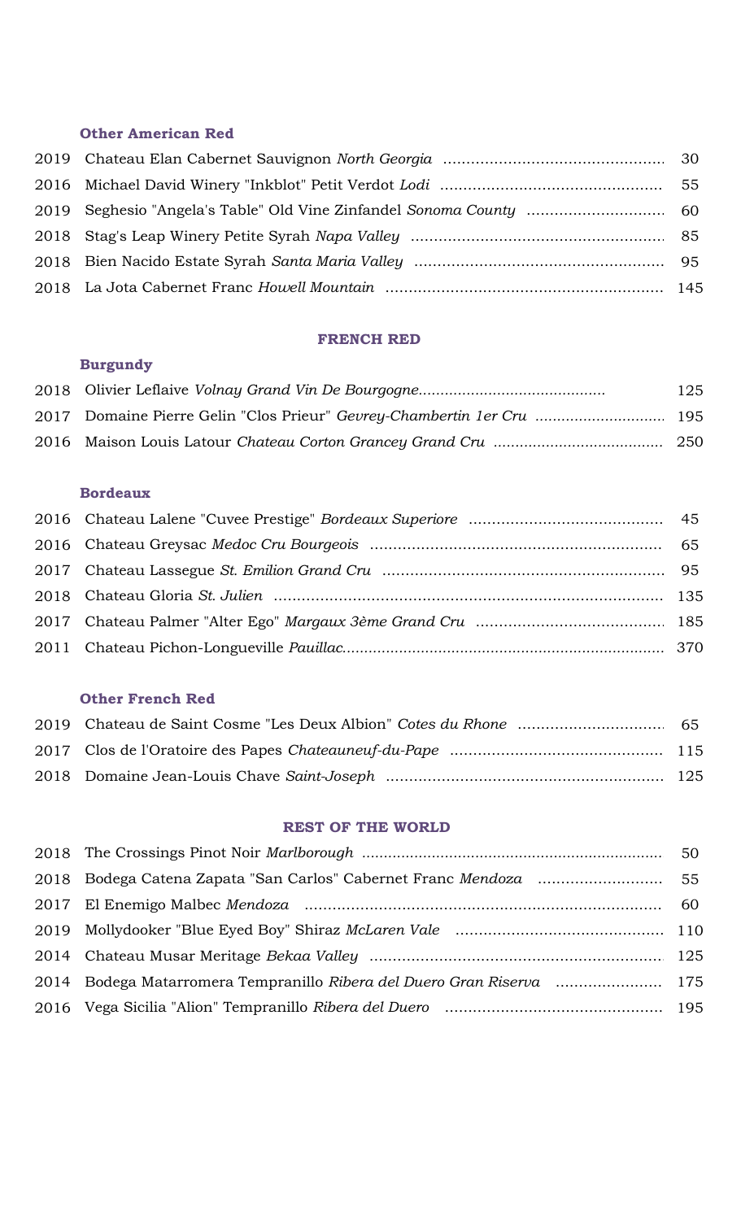### Other American Red

| | | |
|---|---|---|
| 2019 | Chateau Elan Cabernet Sauvignon *North Georgia* | 30 |
| 2016 | Michael David Winery "Inkblot" Petit Verdot *Lodi* | 55 |
| 2019 | Seghesio "Angela's Table" Old Vine Zinfandel *Sonoma County* | 60 |
| 2018 | Stag's Leap Winery Petite Syrah *Napa Valley* | 85 |
| 2018 | Bien Nacido Estate Syrah *Santa Maria Valley* | 95 |
| 2018 | La Jota Cabernet Franc *Howell Mountain* | 145 |

## FRENCH RED

### Burgundy

| | | |
|---|---|---|
| 2018 | Olivier Leflaive *Volnay Grand Vin De Bourgogne* | 125 |
| 2017 | Domaine Pierre Gelin "Clos Prieur" *Gevrey-Chambertin 1er Cru* | 195 |
| 2016 | Maison Louis Latour *Chateau Corton Grancey Grand Cru* | 250 |

### Bordeaux

| | | |
|---|---|---|
| 2016 | Chateau Lalene "Cuvee Prestige" *Bordeaux Superiore* | 45 |
| 2016 | Chateau Greysac *Medoc Cru Bourgeois* | 65 |
| 2017 | Chateau Lassegue *St. Emilion Grand Cru* | 95 |
| 2018 | Chateau Gloria *St. Julien* | 135 |
| 2017 | Chateau Palmer "Alter Ego" *Margaux 3ème Grand Cru* | 185 |
| 2011 | Chateau Pichon-Longueville *Pauillac* | 370 |

### Other French Red

| | | |
|---|---|---|
| 2019 | Chateau de Saint Cosme "Les Deux Albion" *Cotes du Rhone* | 65 |
| 2017 | Clos de l'Oratoire des Papes *Chateauneuf-du-Pape* | 115 |
| 2018 | Domaine Jean-Louis Chave *Saint-Joseph* | 125 |

## REST OF THE WORLD

| | | |
|---|---|---|
| 2018 | The Crossings Pinot Noir *Marlborough* | 50 |
| 2018 | Bodega Catena Zapata "San Carlos" Cabernet Franc *Mendoza* | 55 |
| 2017 | El Enemigo Malbec *Mendoza* | 60 |
| 2019 | Mollydooker "Blue Eyed Boy" Shiraz *McLaren Vale* | 110 |
| 2014 | Chateau Musar Meritage *Bekaa Valley* | 125 |
| 2014 | Bodega Matarromera Tempranillo *Ribera del Duero Gran Riserva* | 175 |
| 2016 | Vega Sicilia "Alion" Tempranillo *Ribera del Duero* | 195 |